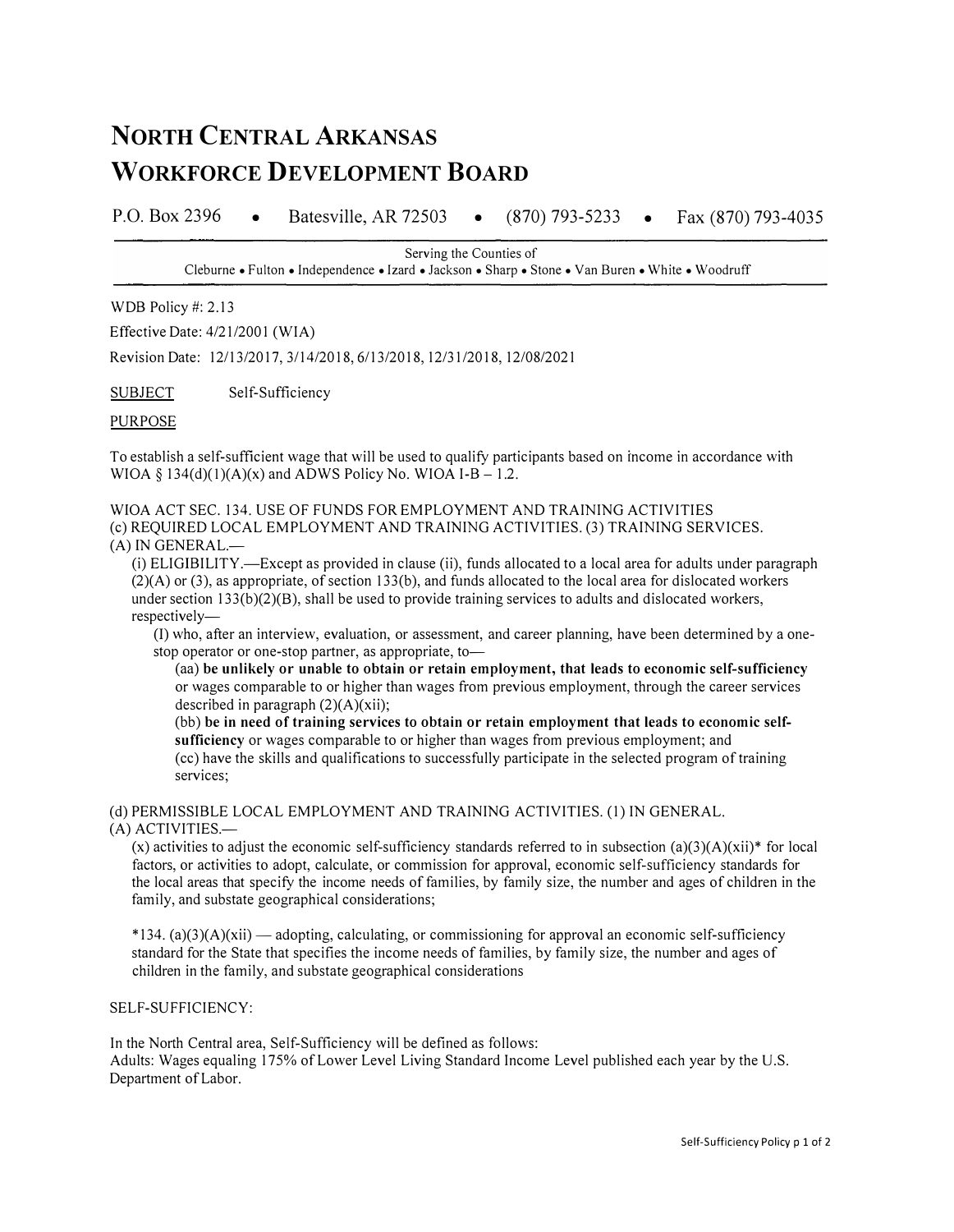# North Central Arkansas Workforce Development Board

P.O. Box 2396 • Batesville, AR 72503 • (870) 793-5233 • Fax (870) 793-4035

Serving the Counties of
Cleburne • Fulton • Independence • Izard • Jackson • Sharp • Stone • Van Buren • White • Woodruff

WDB Policy #: 2.13

Effective Date: 4/21/2001 (WIA)

Revision Date: 12/13/2017, 3/14/2018, 6/13/2018, 12/31/2018, 12/08/2021

SUBJECT Self-Sufficiency

PURPOSE

To establish a self-sufficient wage that will be used to qualify participants based on income in accordance with WIOA § 134(d)(1)(A)(x) and ADWS Policy No. WIOA I-B – 1.2.

WIOA ACT SEC. 134. USE OF FUNDS FOR EMPLOYMENT AND TRAINING ACTIVITIES
(c) REQUIRED LOCAL EMPLOYMENT AND TRAINING ACTIVITIES. (3) TRAINING SERVICES.
(A) IN GENERAL.—

(i) ELIGIBILITY.—Except as provided in clause (ii), funds allocated to a local area for adults under paragraph (2)(A) or (3), as appropriate, of section 133(b), and funds allocated to the local area for dislocated workers under section 133(b)(2)(B), shall be used to provide training services to adults and dislocated workers, respectively—

(I) who, after an interview, evaluation, or assessment, and career planning, have been determined by a one-stop operator or one-stop partner, as appropriate, to—

(aa) **be unlikely or unable to obtain or retain employment, that leads to economic self-sufficiency** or wages comparable to or higher than wages from previous employment, through the career services described in paragraph (2)(A)(xii);

(bb) **be in need of training services to obtain or retain employment that leads to economic self-sufficiency** or wages comparable to or higher than wages from previous employment; and

(cc) have the skills and qualifications to successfully participate in the selected program of training services;

(d) PERMISSIBLE LOCAL EMPLOYMENT AND TRAINING ACTIVITIES. (1) IN GENERAL.
(A) ACTIVITIES.—

(x) activities to adjust the economic self-sufficiency standards referred to in subsection (a)(3)(A)(xii)* for local factors, or activities to adopt, calculate, or commission for approval, economic self-sufficiency standards for the local areas that specify the income needs of families, by family size, the number and ages of children in the family, and substate geographical considerations;

*134. (a)(3)(A)(xii) — adopting, calculating, or commissioning for approval an economic self-sufficiency standard for the State that specifies the income needs of families, by family size, the number and ages of children in the family, and substate geographical considerations

SELF-SUFFICIENCY:

In the North Central area, Self-Sufficiency will be defined as follows:
Adults: Wages equaling 175% of Lower Level Living Standard Income Level published each year by the U.S. Department of Labor.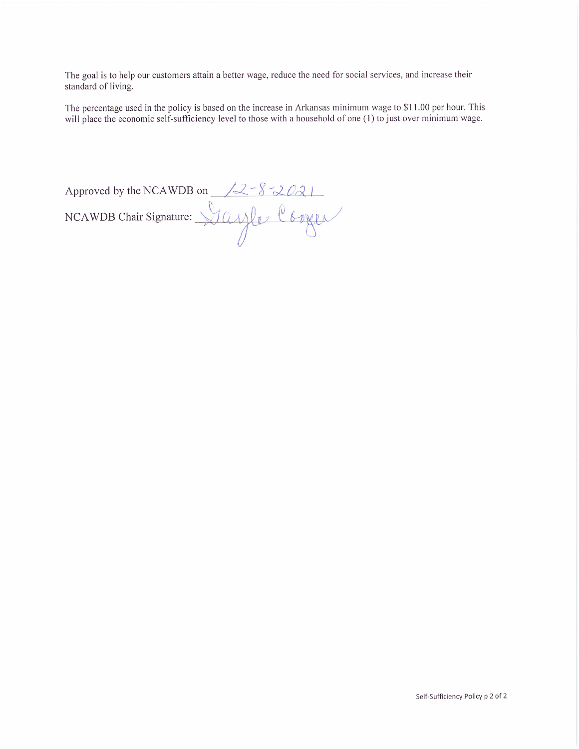The goal is to help our customers attain a better wage, reduce the need for social services, and increase their standard of living.

The percentage used in the policy is based on the increase in Arkansas minimum wage to $11.00 per hour. This will place the economic self-sufficiency level to those with a household of one (1) to just over minimum wage.

Approved by the NCAWDB on 12-8-2021

NCAWDB Chair Signature: Gayle Cooper